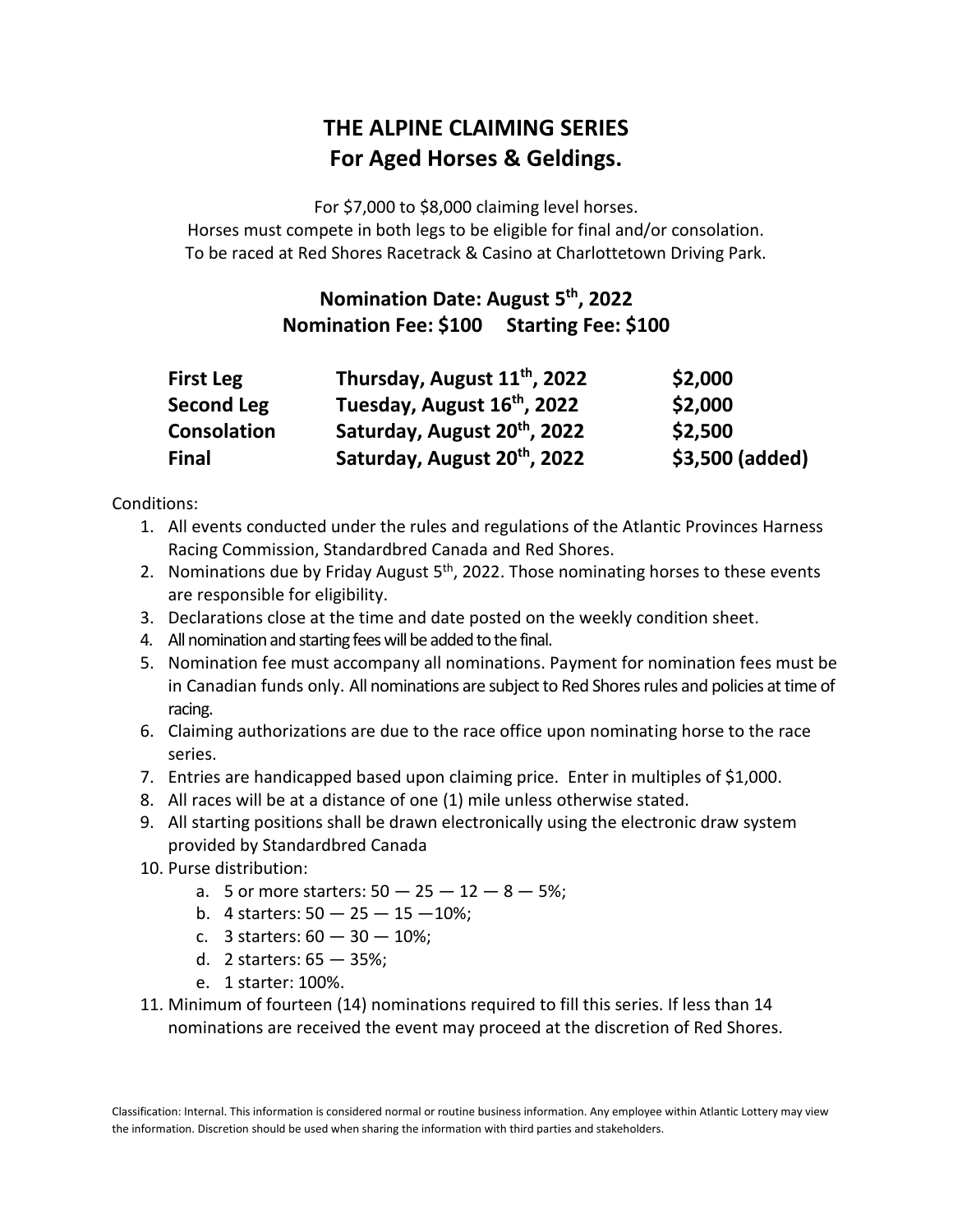# THE ALPINE CLAIMING SERIES
## For Aged Horses & Geldings.

For $7,000 to $8,000 claiming level horses.
Horses must compete in both legs to be eligible for final and/or consolation.
To be raced at Red Shores Racetrack & Casino at Charlottetown Driving Park.

### Nomination Date: August 5th, 2022
### Nomination Fee: $100 Starting Fee: $100

| | | |
|---|---|---|
| **First Leg** | **Thursday, August 11th, 2022** | **$2,000** |
| **Second Leg** | **Tuesday, August 16th, 2022** | **$2,000** |
| **Consolation** | **Saturday, August 20th, 2022** | **$2,500** |
| **Final** | **Saturday, August 20th, 2022** | **$3,500 (added)** |

Conditions:

1. All events conducted under the rules and regulations of the Atlantic Provinces Harness Racing Commission, Standardbred Canada and Red Shores.
2. Nominations due by Friday August 5th, 2022. Those nominating horses to these events are responsible for eligibility.
3. Declarations close at the time and date posted on the weekly condition sheet.
4. All nomination and starting fees will be added to the final.
5. Nomination fee must accompany all nominations. Payment for nomination fees must be in Canadian funds only. All nominations are subject to Red Shores rules and policies at time of racing.
6. Claiming authorizations are due to the race office upon nominating horse to the race series.
7. Entries are handicapped based upon claiming price. Enter in multiples of $1,000.
8. All races will be at a distance of one (1) mile unless otherwise stated.
9. All starting positions shall be drawn electronically using the electronic draw system provided by Standardbred Canada
10. Purse distribution:
    a. 5 or more starters: 50 — 25 — 12 — 8 — 5%;
    b. 4 starters: 50 — 25 — 15 —10%;
    c. 3 starters: 60 — 30 — 10%;
    d. 2 starters: 65 — 35%;
    e. 1 starter: 100%.
11. Minimum of fourteen (14) nominations required to fill this series. If less than 14 nominations are received the event may proceed at the discretion of Red Shores.

Classification: Internal. This information is considered normal or routine business information. Any employee within Atlantic Lottery may view the information. Discretion should be used when sharing the information with third parties and stakeholders.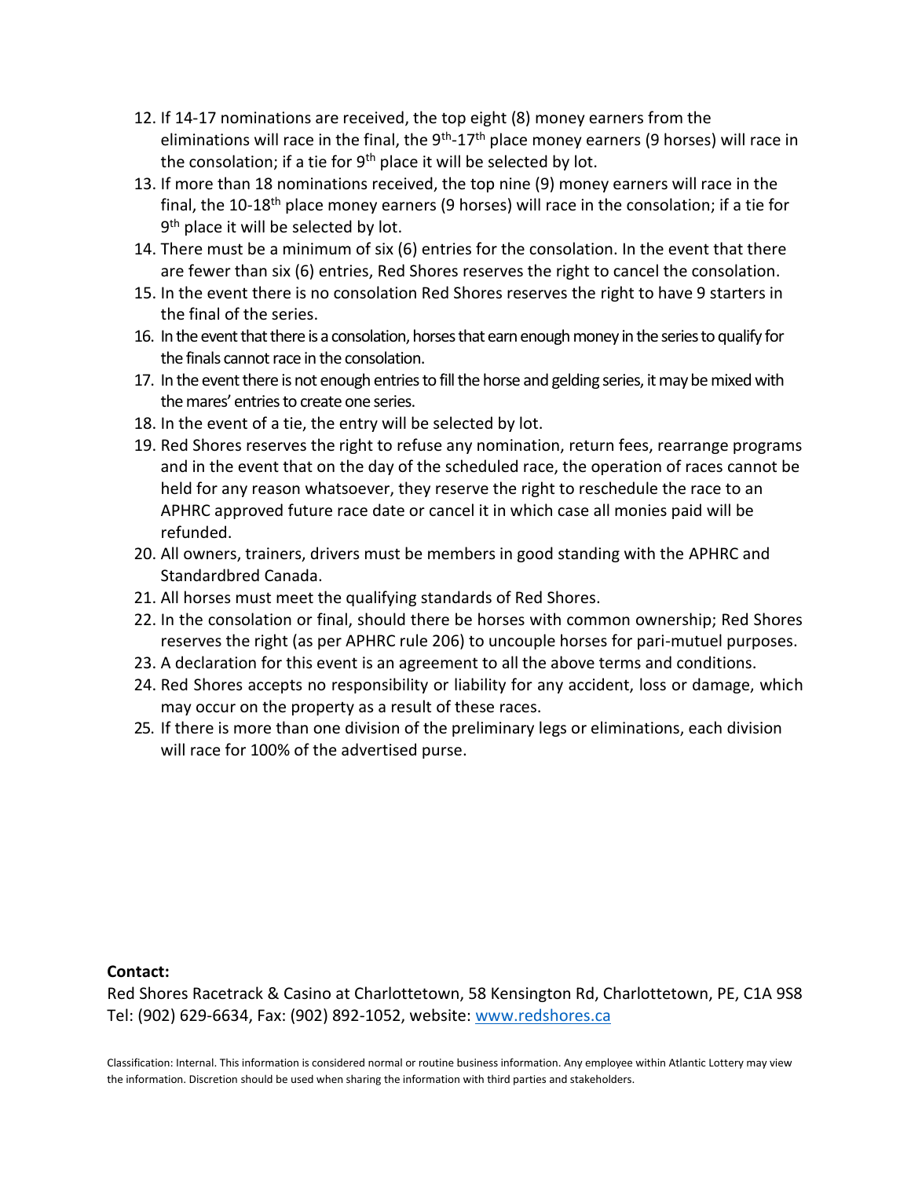12. If 14-17 nominations are received, the top eight (8) money earners from the eliminations will race in the final, the 9th-17th place money earners (9 horses) will race in the consolation; if a tie for 9th place it will be selected by lot.
13. If more than 18 nominations received, the top nine (9) money earners will race in the final, the 10-18th place money earners (9 horses) will race in the consolation; if a tie for 9th place it will be selected by lot.
14. There must be a minimum of six (6) entries for the consolation. In the event that there are fewer than six (6) entries, Red Shores reserves the right to cancel the consolation.
15. In the event there is no consolation Red Shores reserves the right to have 9 starters in the final of the series.
16. In the event that there is a consolation, horses that earn enough money in the series to qualify for the finals cannot race in the consolation.
17. In the event there is not enough entries to fill the horse and gelding series, it may be mixed with the mares' entries to create one series.
18. In the event of a tie, the entry will be selected by lot.
19. Red Shores reserves the right to refuse any nomination, return fees, rearrange programs and in the event that on the day of the scheduled race, the operation of races cannot be held for any reason whatsoever, they reserve the right to reschedule the race to an APHRC approved future race date or cancel it in which case all monies paid will be refunded.
20. All owners, trainers, drivers must be members in good standing with the APHRC and Standardbred Canada.
21. All horses must meet the qualifying standards of Red Shores.
22. In the consolation or final, should there be horses with common ownership; Red Shores reserves the right (as per APHRC rule 206) to uncouple horses for pari-mutuel purposes.
23. A declaration for this event is an agreement to all the above terms and conditions.
24. Red Shores accepts no responsibility or liability for any accident, loss or damage, which may occur on the property as a result of these races.
25. If there is more than one division of the preliminary legs or eliminations, each division will race for 100% of the advertised purse.

**Contact:**
Red Shores Racetrack & Casino at Charlottetown, 58 Kensington Rd, Charlottetown, PE, C1A 9S8
Tel: (902) 629-6634, Fax: (902) 892-1052, website: [www.redshores.ca](www.redshores.ca)

Classification: Internal. This information is considered normal or routine business information. Any employee within Atlantic Lottery may view the information. Discretion should be used when sharing the information with third parties and stakeholders.